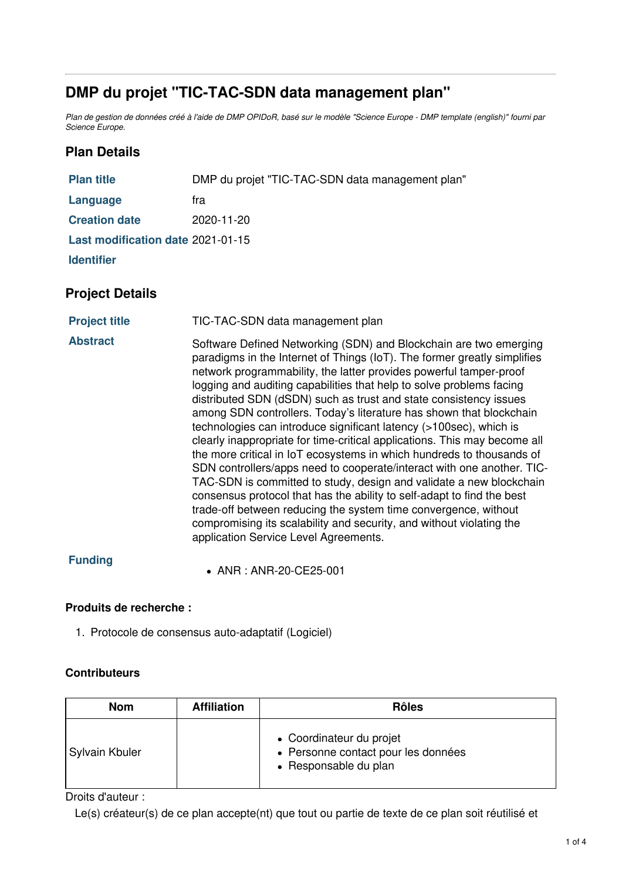# DMP du projet "TIC-TAC-SDN data management plan"

*Plan de gestion de données créé à l'aide de DMP OPIDoR, basé sur le modèle "Science Europe - DMP template (english)" fourni par Science Europe.*

## Plan Details

| | |
|---|---|
| **Plan title** | DMP du projet "TIC-TAC-SDN data management plan" |
| **Language** | fra |
| **Creation date** | 2020-11-20 |
| **Last modification date** | 2021-01-15 |
| **Identifier** | |

## Project Details

| | |
|---|---|
| **Project title** | TIC-TAC-SDN data management plan |
| **Abstract** | Software Defined Networking (SDN) and Blockchain are two emerging paradigms in the Internet of Things (IoT). The former greatly simplifies network programmability, the latter provides powerful tamper-proof logging and auditing capabilities that help to solve problems facing distributed SDN (dSDN) such as trust and state consistency issues among SDN controllers. Today's literature has shown that blockchain technologies can introduce significant latency (>100sec), which is clearly inappropriate for time-critical applications. This may become all the more critical in IoT ecosystems in which hundreds to thousands of SDN controllers/apps need to cooperate/interact with one another. TIC-TAC-SDN is committed to study, design and validate a new blockchain consensus protocol that has the ability to self-adapt to find the best trade-off between reducing the system time convergence, without compromising its scalability and security, and without violating the application Service Level Agreements. |
| **Funding** | • ANR : ANR-20-CE25-001 |

### Produits de recherche :

1. Protocole de consensus auto-adaptatif (Logiciel)

### Contributeurs

| Nom | Affiliation | Rôles |
|---|---|---|
| Sylvain Kbuler | | • Coordinateur du projet<br>• Personne contact pour les données<br>• Responsable du plan |

Droits d'auteur :

Le(s) créateur(s) de ce plan accepte(nt) que tout ou partie de texte de ce plan soit réutilisé et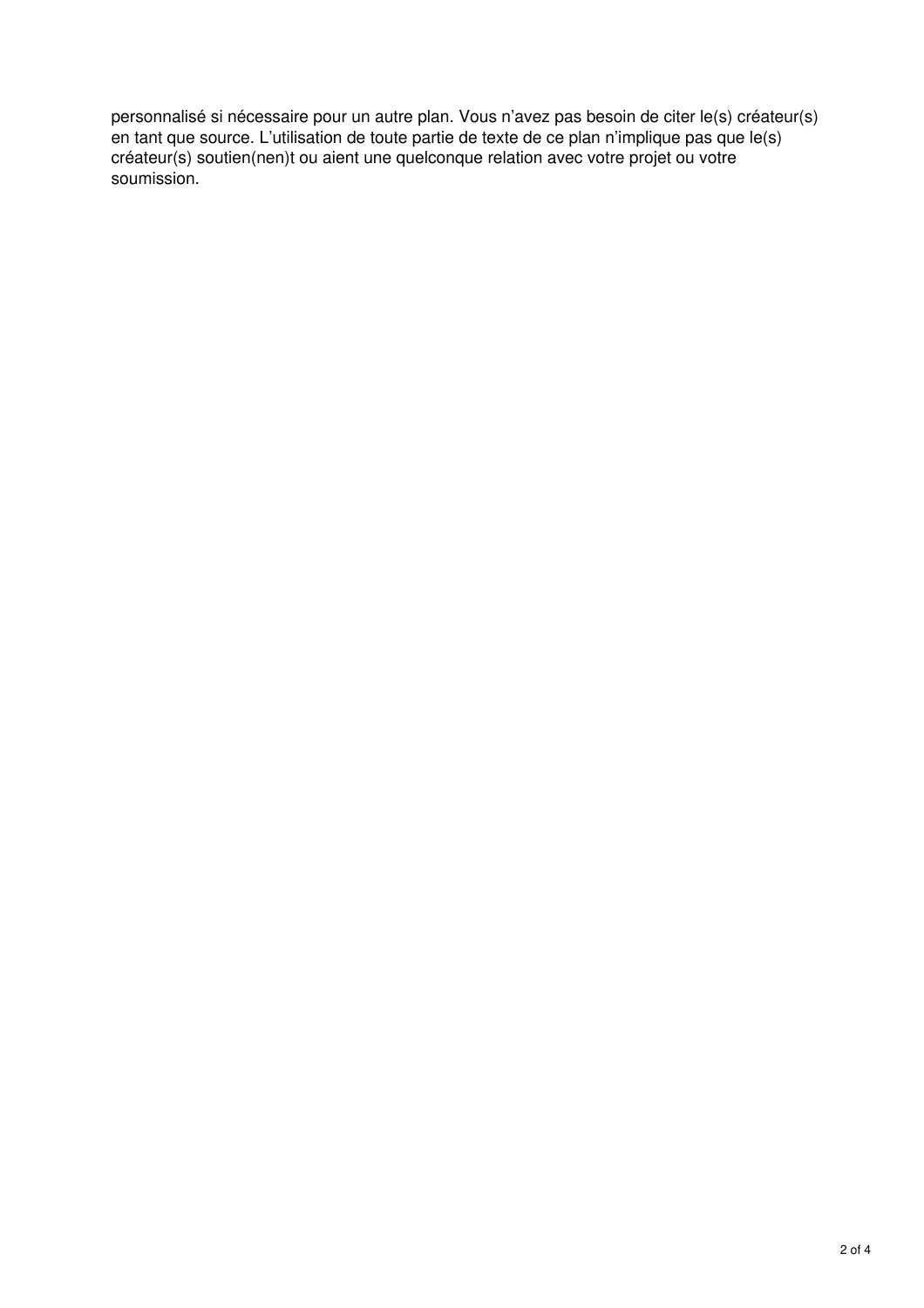personnalisé si nécessaire pour un autre plan. Vous n’avez pas besoin de citer le(s) créateur(s) en tant que source. L’utilisation de toute partie de texte de ce plan n’implique pas que le(s) créateur(s) soutien(nen)t ou aient une quelconque relation avec votre projet ou votre soumission.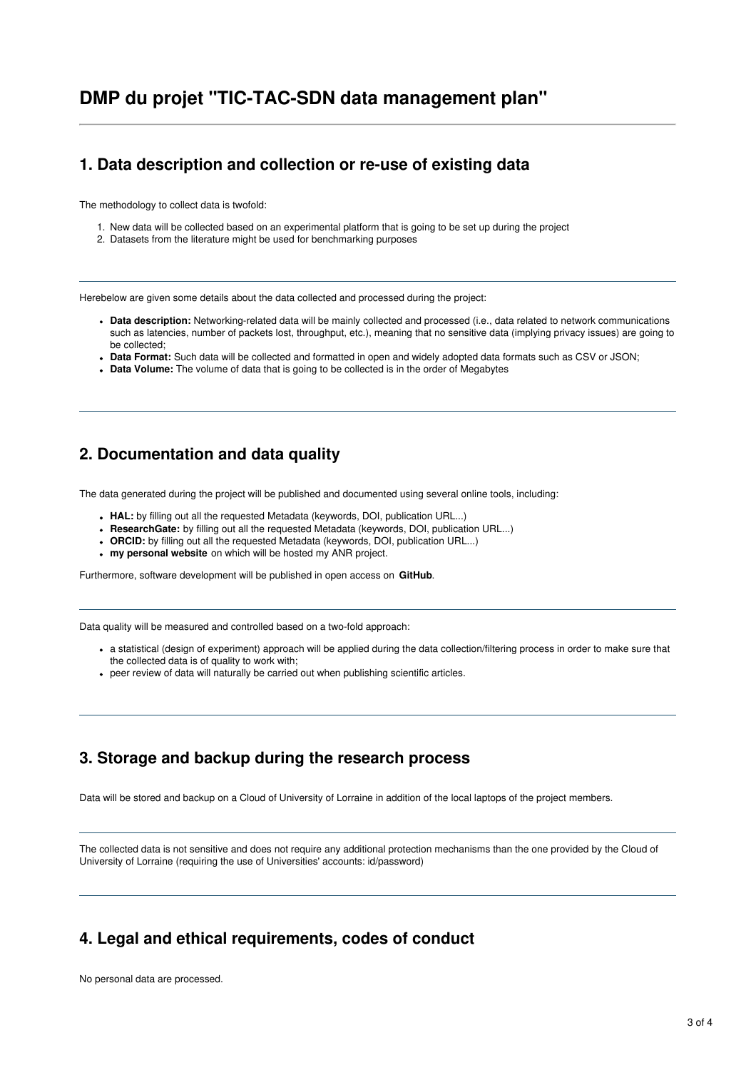# DMP du projet "TIC-TAC-SDN data management plan"

## 1. Data description and collection or re-use of existing data

The methodology to collect data is twofold:

1. New data will be collected based on an experimental platform that is going to be set up during the project
2. Datasets from the literature might be used for benchmarking purposes

---

Herebelow are given some details about the data collected and processed during the project:

- **Data description:** Networking-related data will be mainly collected and processed (i.e., data related to network communications such as latencies, number of packets lost, throughput, etc.), meaning that no sensitive data (implying privacy issues) are going to be collected;
- **Data Format:** Such data will be collected and formatted in open and widely adopted data formats such as CSV or JSON;
- **Data Volume:** The volume of data that is going to be collected is in the order of Megabytes

---

## 2. Documentation and data quality

The data generated during the project will be published and documented using several online tools, including:

- **HAL:** by filling out all the requested Metadata (keywords, DOI, publication URL...)
- **ResearchGate:** by filling out all the requested Metadata (keywords, DOI, publication URL...)
- **ORCID:** by filling out all the requested Metadata (keywords, DOI, publication URL...)
- **my personal website** on which will be hosted my ANR project.

Furthermore, software development will be published in open access on **GitHub**.

---

Data quality will be measured and controlled based on a two-fold approach:

- a statistical (design of experiment) approach will be applied during the data collection/filtering process in order to make sure that the collected data is of quality to work with;
- peer review of data will naturally be carried out when publishing scientific articles.

---

## 3. Storage and backup during the research process

Data will be stored and backup on a Cloud of University of Lorraine in addition of the local laptops of the project members.

---

The collected data is not sensitive and does not require any additional protection mechanisms than the one provided by the Cloud of University of Lorraine (requiring the use of Universities' accounts: id/password)

---

## 4. Legal and ethical requirements, codes of conduct

No personal data are processed.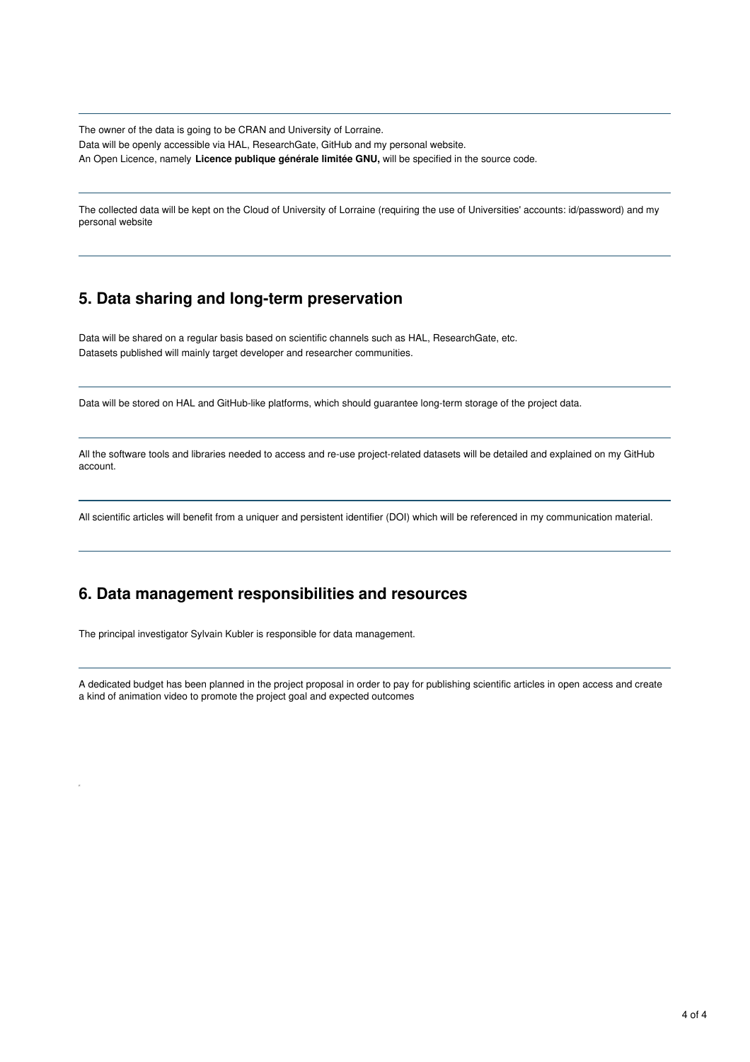The owner of the data is going to be CRAN and University of Lorraine.

Data will be openly accessible via HAL, ResearchGate, GitHub and my personal website.

An Open Licence, namely **Licence publique générale limitée GNU,** will be specified in the source code.

---

The collected data will be kept on the Cloud of University of Lorraine (requiring the use of Universities' accounts: id/password) and my personal website

---

## 5. Data sharing and long-term preservation

Data will be shared on a regular basis based on scientific channels such as HAL, ResearchGate, etc.

Datasets published will mainly target developer and researcher communities.

---

Data will be stored on HAL and GitHub-like platforms, which should guarantee long-term storage of the project data.

---

All the software tools and libraries needed to access and re-use project-related datasets will be detailed and explained on my GitHub account.

---

All scientific articles will benefit from a uniquer and persistent identifier (DOI) which will be referenced in my communication material.

---

## 6. Data management responsibilities and resources

The principal investigator Sylvain Kubler is responsible for data management.

---

A dedicated budget has been planned in the project proposal in order to pay for publishing scientific articles in open access and create a kind of animation video to promote the project goal and expected outcomes